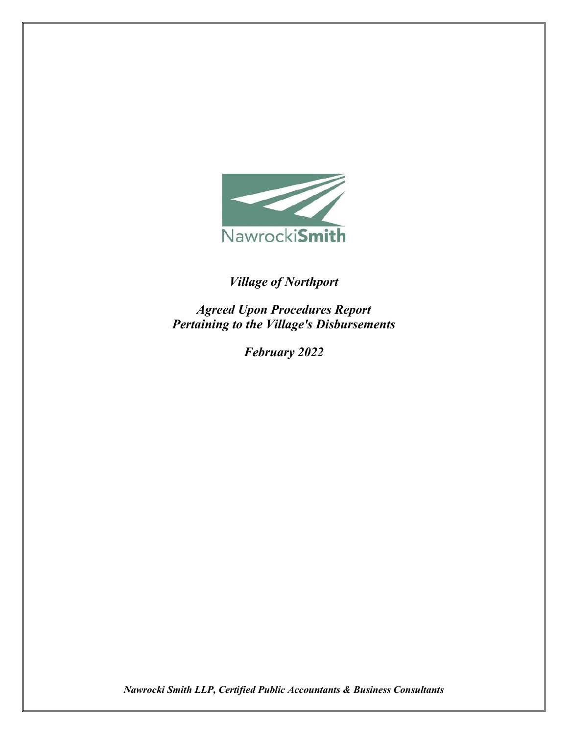NawrockiSmith

*Village of Northport*

*Agreed Upon Procedures Report*
*Pertaining to the Village's Disbursements*

*February 2022*

*Nawrocki Smith LLP, Certified Public Accountants & Business Consultants*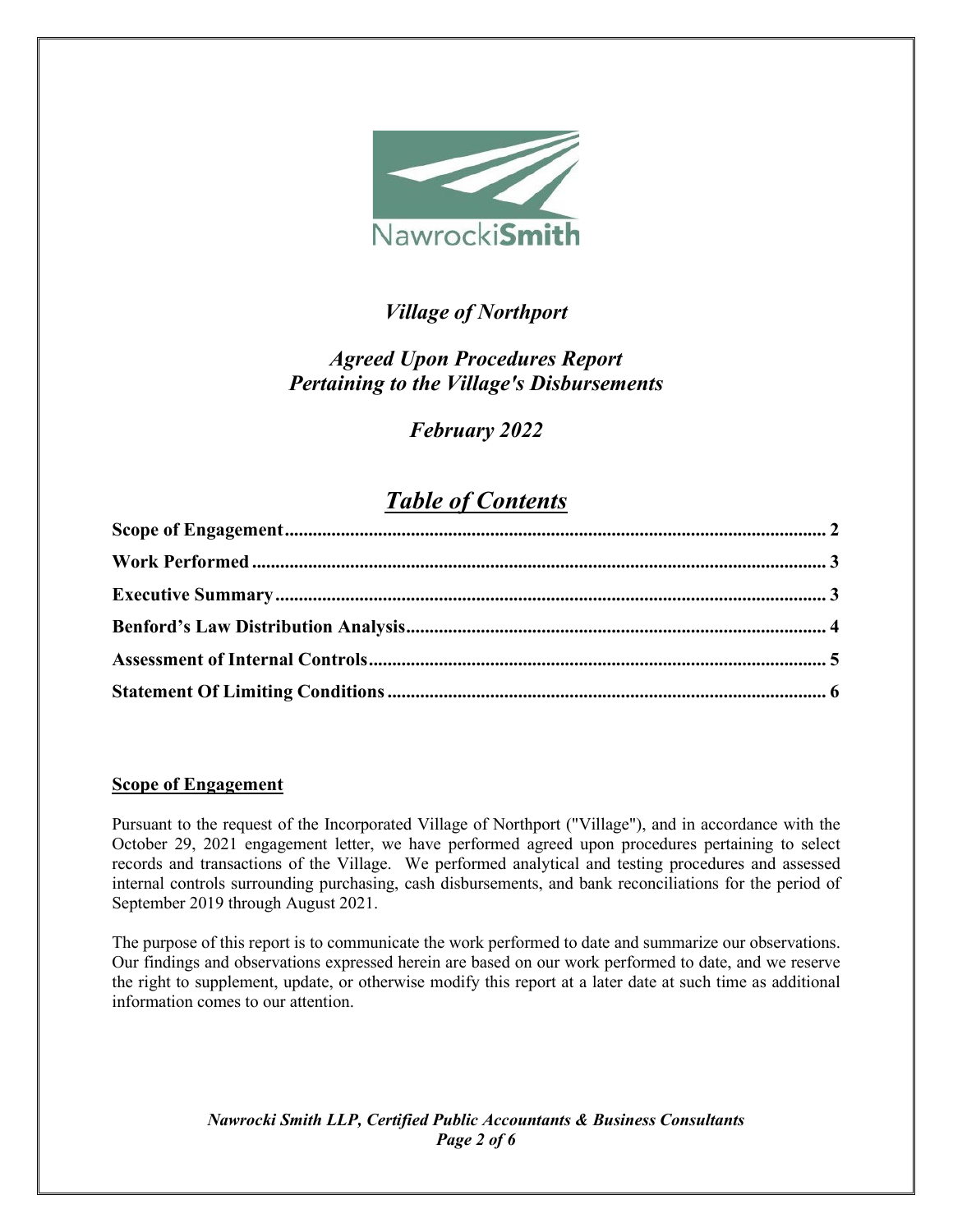*Village of Northport*

*Agreed Upon Procedures Report*
*Pertaining to the Village's Disbursements*

*February 2022*

# *Table of Contents*

| | |
|---|---|
| **Scope of Engagement** | **2** |
| **Work Performed** | **3** |
| **Executive Summary** | **3** |
| **Benford's Law Distribution Analysis** | **4** |
| **Assessment of Internal Controls** | **5** |
| **Statement Of Limiting Conditions** | **6** |

## Scope of Engagement

Pursuant to the request of the Incorporated Village of Northport ("Village"), and in accordance with the October 29, 2021 engagement letter, we have performed agreed upon procedures pertaining to select records and transactions of the Village. We performed analytical and testing procedures and assessed internal controls surrounding purchasing, cash disbursements, and bank reconciliations for the period of September 2019 through August 2021.

The purpose of this report is to communicate the work performed to date and summarize our observations. Our findings and observations expressed herein are based on our work performed to date, and we reserve the right to supplement, update, or otherwise modify this report at a later date at such time as additional information comes to our attention.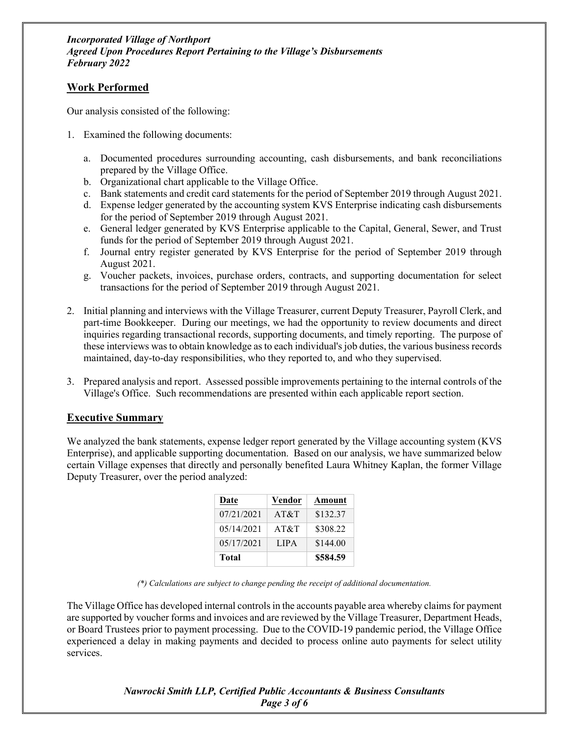## Work Performed

Our analysis consisted of the following:

1. Examined the following documents:

   a. Documented procedures surrounding accounting, cash disbursements, and bank reconciliations prepared by the Village Office.
   b. Organizational chart applicable to the Village Office.
   c. Bank statements and credit card statements for the period of September 2019 through August 2021.
   d. Expense ledger generated by the accounting system KVS Enterprise indicating cash disbursements for the period of September 2019 through August 2021.
   e. General ledger generated by KVS Enterprise applicable to the Capital, General, Sewer, and Trust funds for the period of September 2019 through August 2021.
   f. Journal entry register generated by KVS Enterprise for the period of September 2019 through August 2021.
   g. Voucher packets, invoices, purchase orders, contracts, and supporting documentation for select transactions for the period of September 2019 through August 2021.

2. Initial planning and interviews with the Village Treasurer, current Deputy Treasurer, Payroll Clerk, and part-time Bookkeeper. During our meetings, we had the opportunity to review documents and direct inquiries regarding transactional records, supporting documents, and timely reporting. The purpose of these interviews was to obtain knowledge as to each individual's job duties, the various business records maintained, day-to-day responsibilities, who they reported to, and who they supervised.

3. Prepared analysis and report. Assessed possible improvements pertaining to the internal controls of the Village's Office. Such recommendations are presented within each applicable report section.

## Executive Summary

We analyzed the bank statements, expense ledger report generated by the Village accounting system (KVS Enterprise), and applicable supporting documentation. Based on our analysis, we have summarized below certain Village expenses that directly and personally benefited Laura Whitney Kaplan, the former Village Deputy Treasurer, over the period analyzed:

| Date | Vendor | Amount |
|---|---|---|
| 07/21/2021 | AT&T | $132.37 |
| 05/14/2021 | AT&T | $308.22 |
| 05/17/2021 | LIPA | $144.00 |
| **Total** | | **$584.59** |

*(\*) Calculations are subject to change pending the receipt of additional documentation.*

The Village Office has developed internal controls in the accounts payable area whereby claims for payment are supported by voucher forms and invoices and are reviewed by the Village Treasurer, Department Heads, or Board Trustees prior to payment processing. Due to the COVID-19 pandemic period, the Village Office experienced a delay in making payments and decided to process online auto payments for select utility services.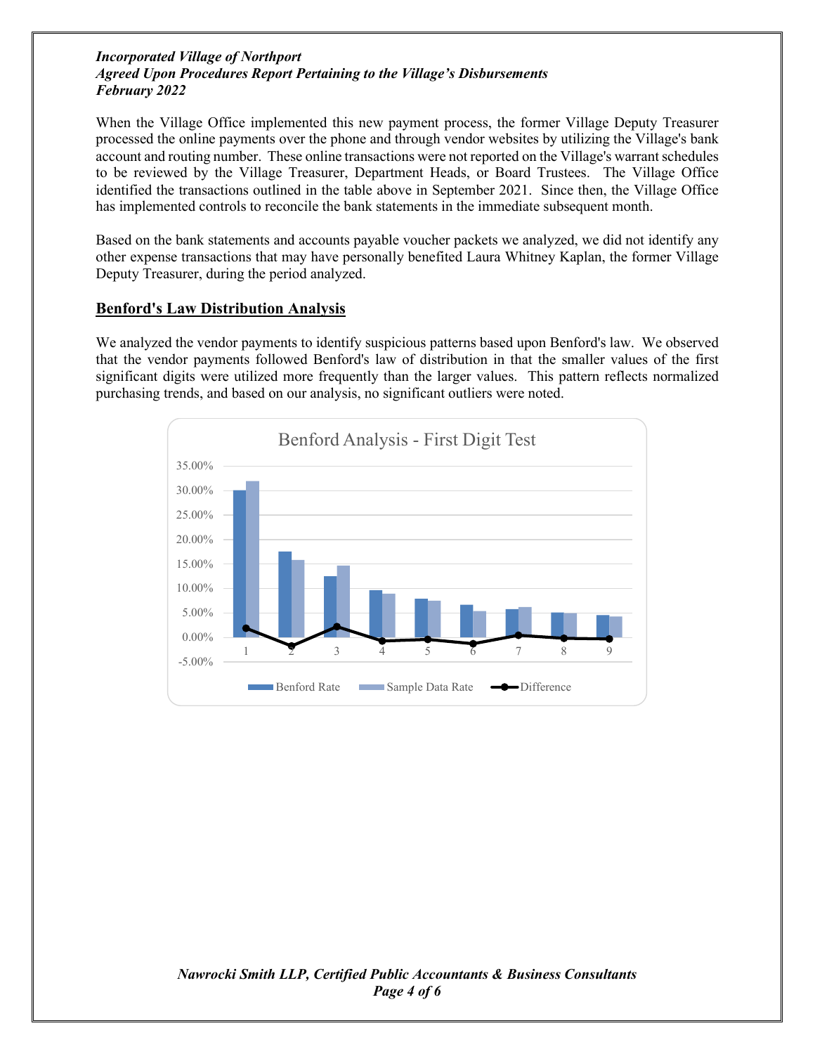When the Village Office implemented this new payment process, the former Village Deputy Treasurer processed the online payments over the phone and through vendor websites by utilizing the Village's bank account and routing number. These online transactions were not reported on the Village's warrant schedules to be reviewed by the Village Treasurer, Department Heads, or Board Trustees. The Village Office identified the transactions outlined in the table above in September 2021. Since then, the Village Office has implemented controls to reconcile the bank statements in the immediate subsequent month.

Based on the bank statements and accounts payable voucher packets we analyzed, we did not identify any other expense transactions that may have personally benefited Laura Whitney Kaplan, the former Village Deputy Treasurer, during the period analyzed.

## Benford's Law Distribution Analysis

We analyzed the vendor payments to identify suspicious patterns based upon Benford's law. We observed that the vendor payments followed Benford's law of distribution in that the smaller values of the first significant digits were utilized more frequently than the larger values. This pattern reflects normalized purchasing trends, and based on our analysis, no significant outliers were noted.

Benford Analysis - First Digit Test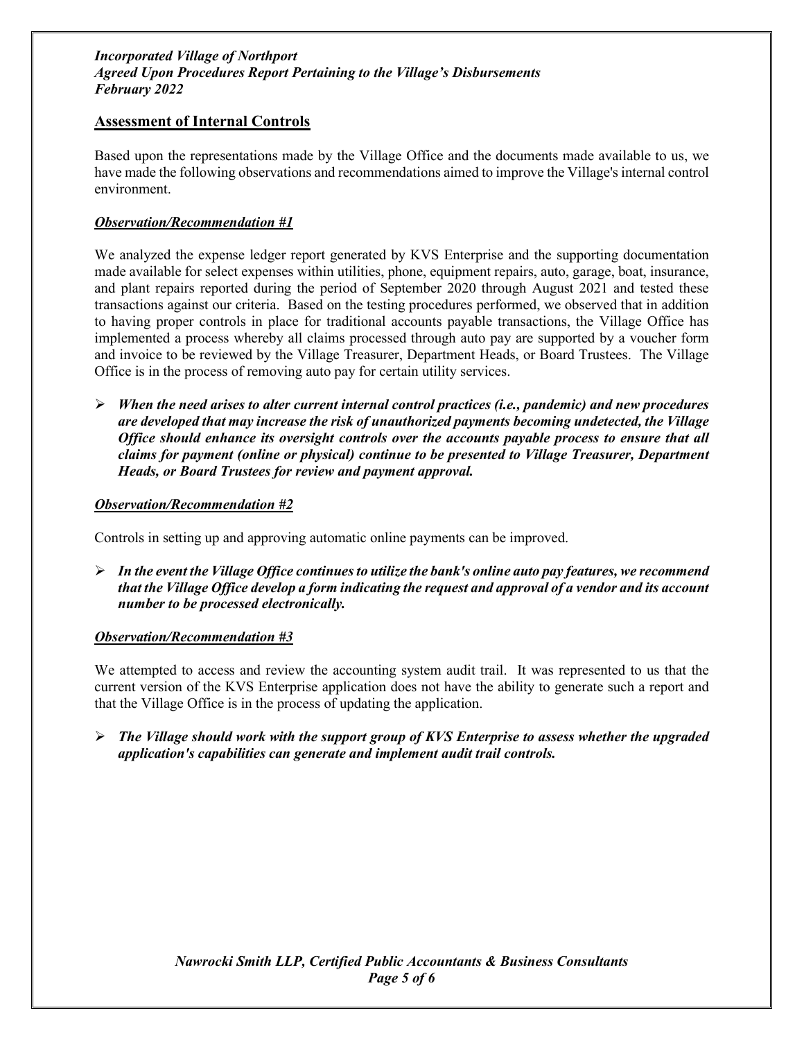## Assessment of Internal Controls

Based upon the representations made by the Village Office and the documents made available to us, we have made the following observations and recommendations aimed to improve the Village's internal control environment.

### *Observation/Recommendation #1*

We analyzed the expense ledger report generated by KVS Enterprise and the supporting documentation made available for select expenses within utilities, phone, equipment repairs, auto, garage, boat, insurance, and plant repairs reported during the period of September 2020 through August 2021 and tested these transactions against our criteria. Based on the testing procedures performed, we observed that in addition to having proper controls in place for traditional accounts payable transactions, the Village Office has implemented a process whereby all claims processed through auto pay are supported by a voucher form and invoice to be reviewed by the Village Treasurer, Department Heads, or Board Trustees. The Village Office is in the process of removing auto pay for certain utility services.

- ***When the need arises to alter current internal control practices (i.e., pandemic) and new procedures are developed that may increase the risk of unauthorized payments becoming undetected, the Village Office should enhance its oversight controls over the accounts payable process to ensure that all claims for payment (online or physical) continue to be presented to Village Treasurer, Department Heads, or Board Trustees for review and payment approval.***

### *Observation/Recommendation #2*

Controls in setting up and approving automatic online payments can be improved.

- ***In the event the Village Office continues to utilize the bank's online auto pay features, we recommend that the Village Office develop a form indicating the request and approval of a vendor and its account number to be processed electronically.***

### *Observation/Recommendation #3*

We attempted to access and review the accounting system audit trail. It was represented to us that the current version of the KVS Enterprise application does not have the ability to generate such a report and that the Village Office is in the process of updating the application.

- ***The Village should work with the support group of KVS Enterprise to assess whether the upgraded application's capabilities can generate and implement audit trail controls.***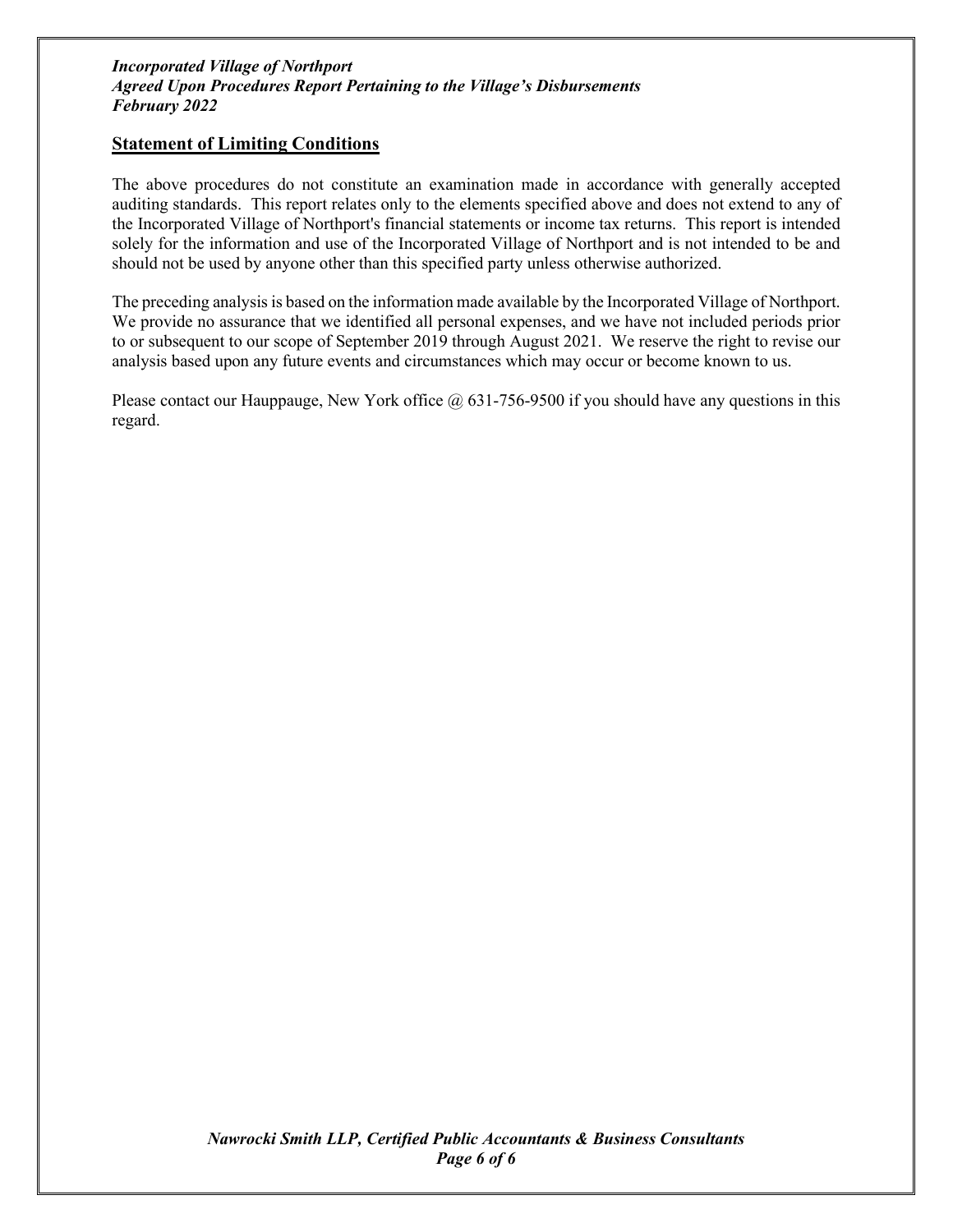## Statement of Limiting Conditions

The above procedures do not constitute an examination made in accordance with generally accepted auditing standards. This report relates only to the elements specified above and does not extend to any of the Incorporated Village of Northport's financial statements or income tax returns. This report is intended solely for the information and use of the Incorporated Village of Northport and is not intended to be and should not be used by anyone other than this specified party unless otherwise authorized.

The preceding analysis is based on the information made available by the Incorporated Village of Northport. We provide no assurance that we identified all personal expenses, and we have not included periods prior to or subsequent to our scope of September 2019 through August 2021. We reserve the right to revise our analysis based upon any future events and circumstances which may occur or become known to us.

Please contact our Hauppauge, New York office @ 631-756-9500 if you should have any questions in this regard.